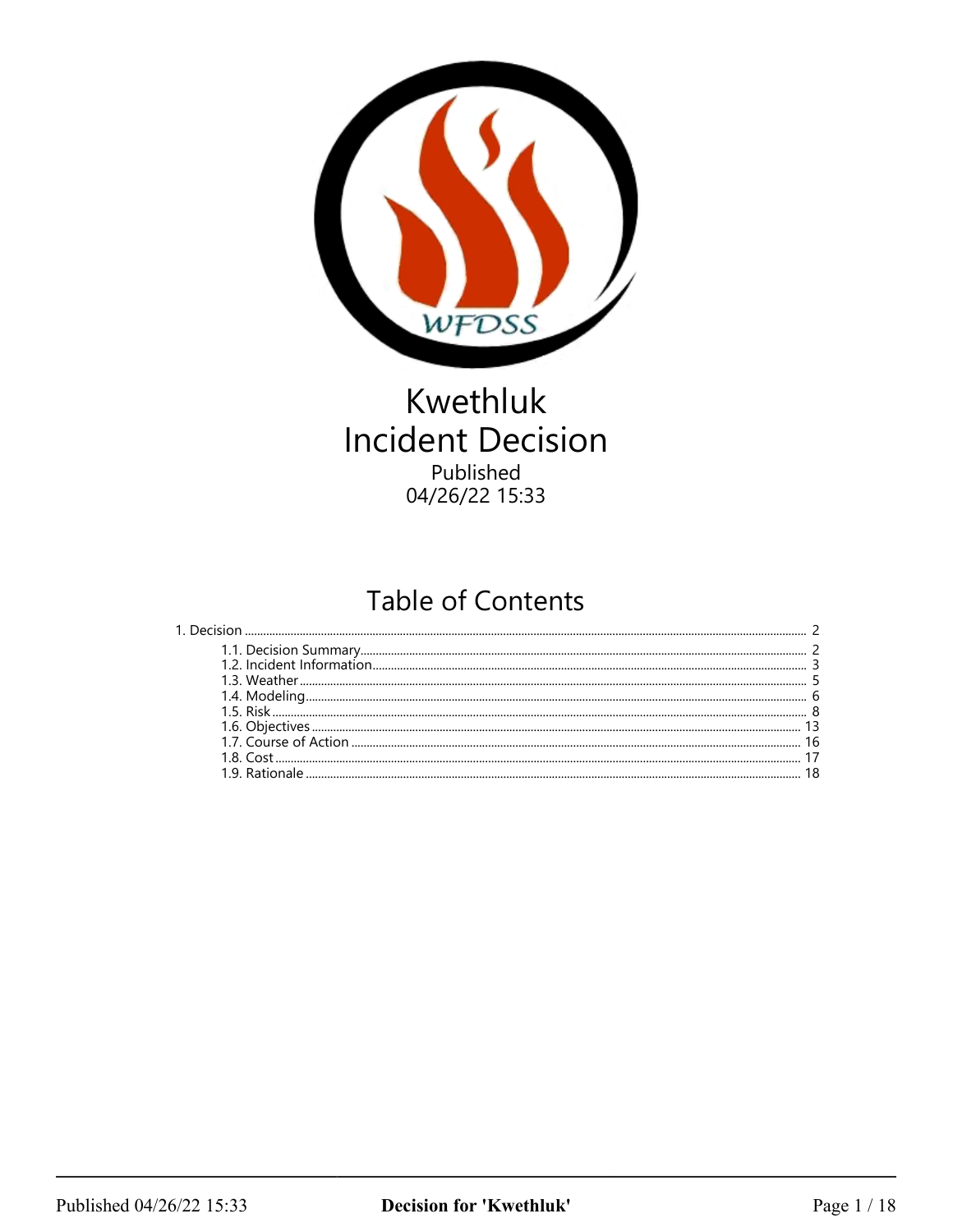# Kwethluk
# Incident Decision

Published
04/26/22 15:33

## Table of Contents

1. Decision ..... 2
   - 1.1. Decision Summary ..... 2
   - 1.2. Incident Information ..... 3
   - 1.3. Weather ..... 5
   - 1.4. Modeling ..... 6
   - 1.5. Risk ..... 8
   - 1.6. Objectives ..... 13
   - 1.7. Course of Action ..... 16
   - 1.8. Cost ..... 17
   - 1.9. Rationale ..... 18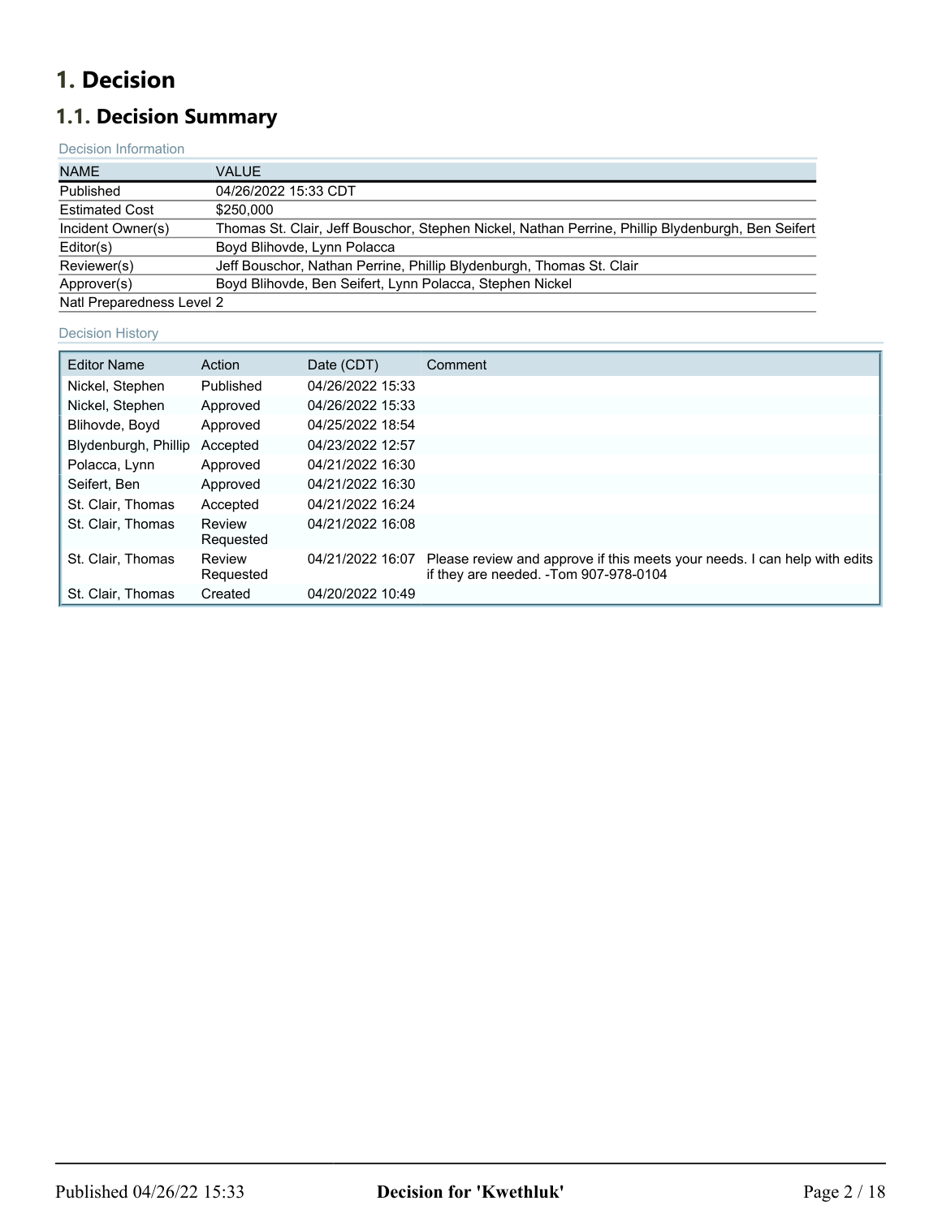# 1. Decision

## 1.1. Decision Summary

Decision Information

| NAME | VALUE |
|---|---|
| Published | 04/26/2022 15:33 CDT |
| Estimated Cost | $250,000 |
| Incident Owner(s) | Thomas St. Clair, Jeff Bouschor, Stephen Nickel, Nathan Perrine, Phillip Blydenburgh, Ben Seifert |
| Editor(s) | Boyd Blihovde, Lynn Polacca |
| Reviewer(s) | Jeff Bouschor, Nathan Perrine, Phillip Blydenburgh, Thomas St. Clair |
| Approver(s) | Boyd Blihovde, Ben Seifert, Lynn Polacca, Stephen Nickel |
| Natl Preparedness Level 2 | |

Decision History

| Editor Name | Action | Date (CDT) | Comment |
|---|---|---|---|
| Nickel, Stephen | Published | 04/26/2022 15:33 | |
| Nickel, Stephen | Approved | 04/26/2022 15:33 | |
| Blihovde, Boyd | Approved | 04/25/2022 18:54 | |
| Blydenburgh, Phillip | Accepted | 04/23/2022 12:57 | |
| Polacca, Lynn | Approved | 04/21/2022 16:30 | |
| Seifert, Ben | Approved | 04/21/2022 16:30 | |
| St. Clair, Thomas | Accepted | 04/21/2022 16:24 | |
| St. Clair, Thomas | Review Requested | 04/21/2022 16:08 | |
| St. Clair, Thomas | Review Requested | 04/21/2022 16:07 | Please review and approve if this meets your needs. I can help with edits if they are needed. -Tom 907-978-0104 |
| St. Clair, Thomas | Created | 04/20/2022 10:49 | |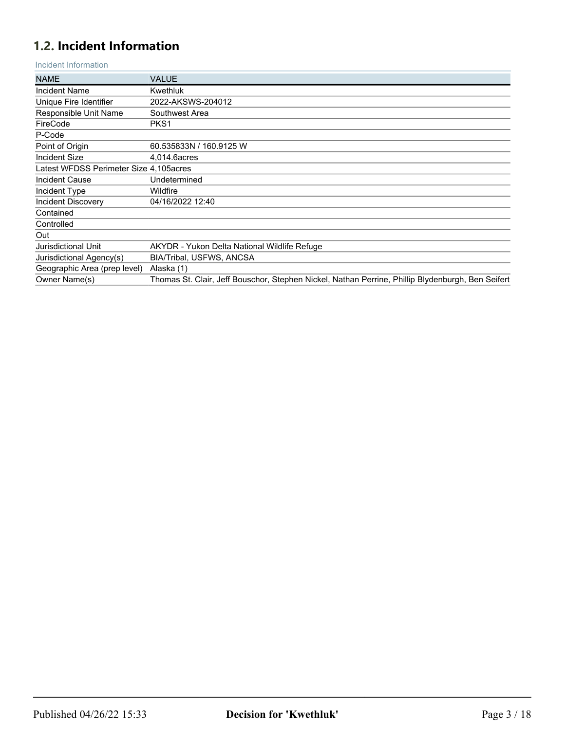## 1.2. Incident Information

Incident Information

| NAME | VALUE |
|---|---|
| Incident Name | Kwethluk |
| Unique Fire Identifier | 2022-AKSWS-204012 |
| Responsible Unit Name | Southwest Area |
| FireCode | PKS1 |
| P-Code | |
| Point of Origin | 60.535833N / 160.9125 W |
| Incident Size | 4,014.6acres |
| Latest WFDSS Perimeter Size | 4,105acres |
| Incident Cause | Undetermined |
| Incident Type | Wildfire |
| Incident Discovery | 04/16/2022 12:40 |
| Contained | |
| Controlled | |
| Out | |
| Jurisdictional Unit | AKYDR - Yukon Delta National Wildlife Refuge |
| Jurisdictional Agency(s) | BIA/Tribal, USFWS, ANCSA |
| Geographic Area (prep level) | Alaska (1) |
| Owner Name(s) | Thomas St. Clair, Jeff Bouschor, Stephen Nickel, Nathan Perrine, Phillip Blydenburgh, Ben Seifert |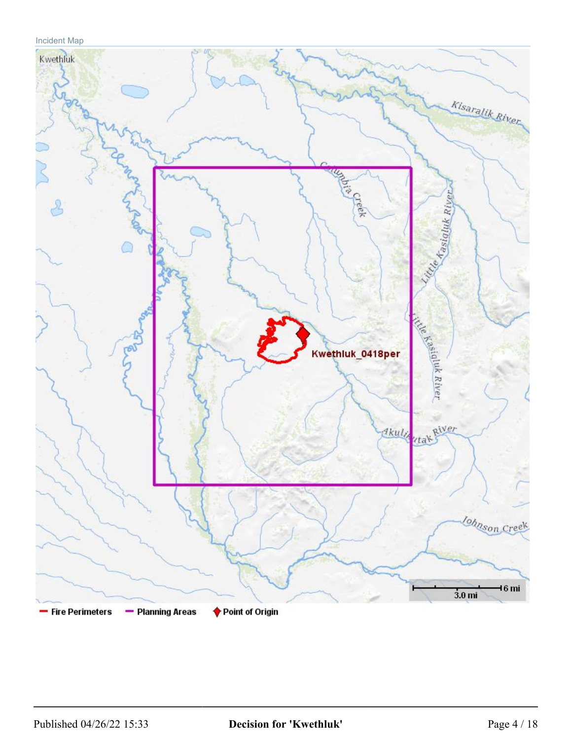Incident Map

Kwethluk

Kisaralik River

Columbia Creek

Little Kasigluk River

Little Kasigluk River

Kwethluk_0418per

Akulikutak River

Johnson Creek

3.0 mi 6 mi

Fire Perimeters   Planning Areas   Point of Origin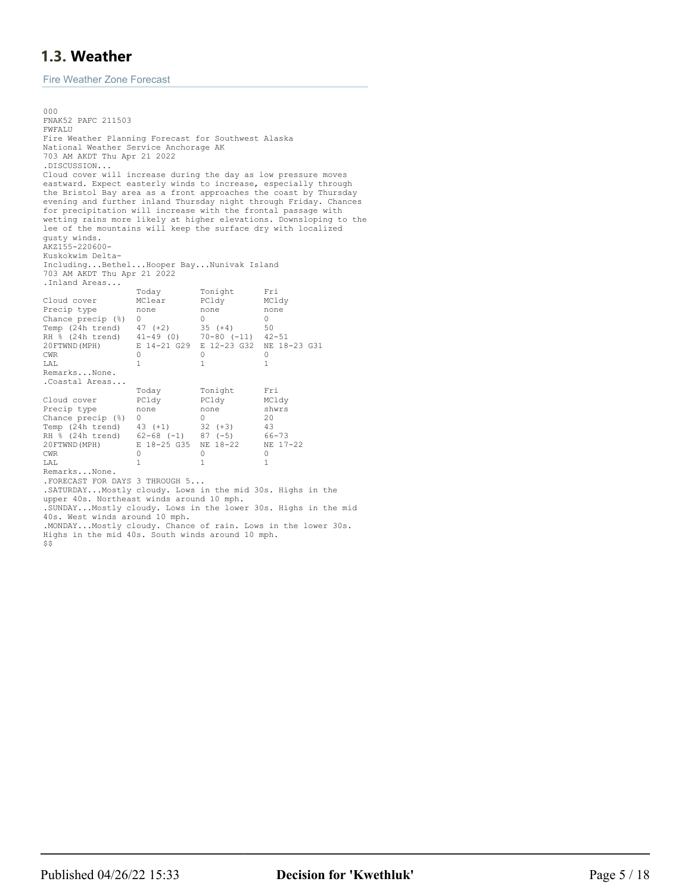## 1.3. Weather

Fire Weather Zone Forecast

```
000
FNAK52 PAFC 211503
FWFALU
Fire Weather Planning Forecast for Southwest Alaska
National Weather Service Anchorage AK
703 AM AKDT Thu Apr 21 2022
.DISCUSSION...
Cloud cover will increase during the day as low pressure moves
eastward. Expect easterly winds to increase, especially through
the Bristol Bay area as a front approaches the coast by Thursday
evening and further inland Thursday night through Friday. Chances
for precipitation will increase with the frontal passage with
wetting rains more likely at higher elevations. Downsloping to the
lee of the mountains will keep the surface dry with localized
gusty winds.
AKZ155-220600-
Kuskokwim Delta-
Including...Bethel...Hooper Bay...Nunivak Island
703 AM AKDT Thu Apr 21 2022
.Inland Areas...
                   Today         Tonight       Fri
Cloud cover        MClear        PCldy         MCldy
Precip type        none          none          none
Chance precip (%)  0             0             0
Temp (24h trend)   47 (+2)       35 (+4)       50
RH % (24h trend)   41-49 (0)     70-80 (-11)   42-51
20FTWND(MPH)       E 14-21 G29   E 12-23 G32   NE 18-23 G31
CWR                0             0             0
LAL                1             1             1
Remarks...None.
.Coastal Areas...
                   Today         Tonight       Fri
Cloud cover        PCldy         PCldy         MCldy
Precip type        none          none          shwrs
Chance precip (%)  0             0             20
Temp (24h trend)   43 (+1)       32 (+3)       43
RH % (24h trend)   62-68 (-1)    87 (-5)       66-73
20FTWND(MPH)       E 18-25 G35   NE 18-22      NE 17-22
CWR                0             0             0
LAL                1             1             1
Remarks...None.
.FORECAST FOR DAYS 3 THROUGH 5...
.SATURDAY...Mostly cloudy. Lows in the mid 30s. Highs in the
upper 40s. Northeast winds around 10 mph.
.SUNDAY...Mostly cloudy. Lows in the lower 30s. Highs in the mid
40s. West winds around 10 mph.
.MONDAY...Mostly cloudy. Chance of rain. Lows in the lower 30s.
Highs in the mid 40s. South winds around 10 mph.
$$
```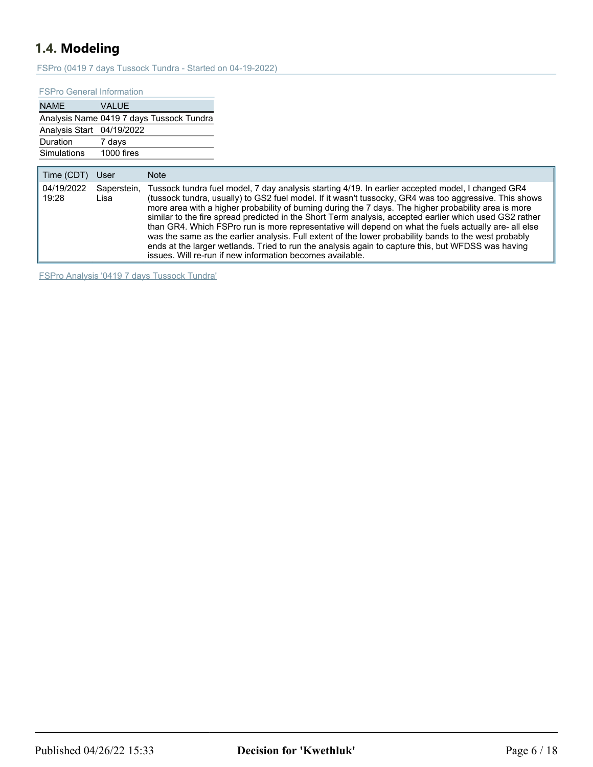## 1.4. Modeling

FSPro (0419 7 days Tussock Tundra - Started on 04-19-2022)

FSPro General Information

| NAME | VALUE |
|---|---|
| Analysis Name | 0419 7 days Tussock Tundra |
| Analysis Start | 04/19/2022 |
| Duration | 7 days |
| Simulations | 1000 fires |

| Time (CDT) | User | Note |
|---|---|---|
| 04/19/2022 19:28 | Saperstein, Lisa | Tussock tundra fuel model, 7 day analysis starting 4/19. In earlier accepted model, I changed GR4 (tussock tundra, usually) to GS2 fuel model. If it wasn't tussocky, GR4 was too aggressive. This shows more area with a higher probability of burning during the 7 days. The higher probability area is more similar to the fire spread predicted in the Short Term analysis, accepted earlier which used GS2 rather than GR4. Which FSPro run is more representative will depend on what the fuels actually are- all else was the same as the earlier analysis. Full extent of the lower probability bands to the west probably ends at the larger wetlands. Tried to run the analysis again to capture this, but WFDSS was having issues. Will re-run if new information becomes available. |

FSPro Analysis '0419 7 days Tussock Tundra'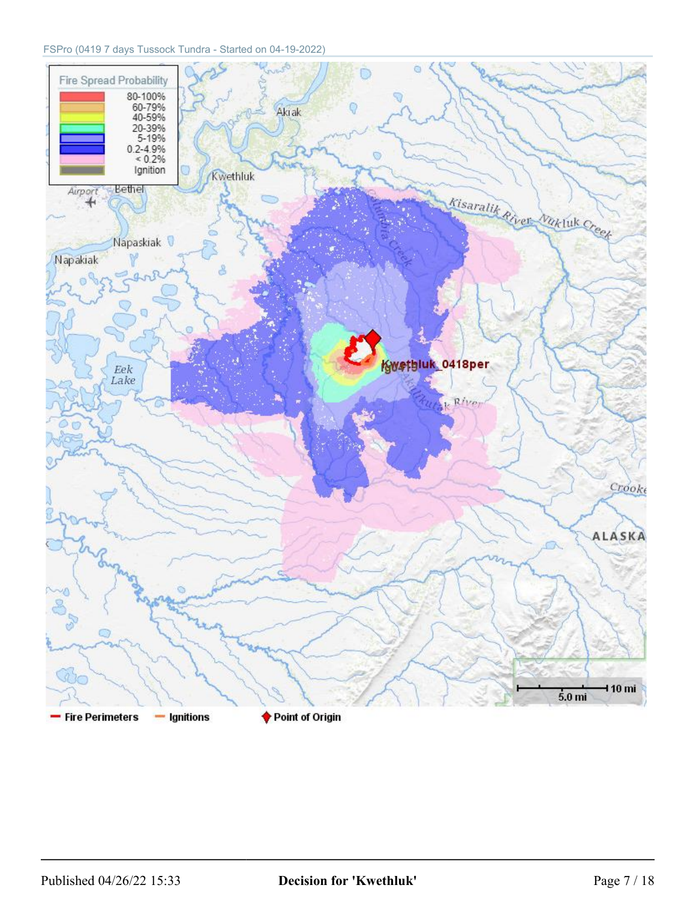FSPro (0419 7 days Tussock Tundra - Started on 04-19-2022)

Fire Spread Probability

- 80-100%
- 60-79%
- 40-59%
- 20-39%
- 5-19%
- 0.2-4.9%
- < 0.2%
- Ignition

Akiak
Kwethluk
Airport
Bethel
Napaskiak
Napakiak
Eek Lake
Kisaralik River
Nukluk Creek
Kwethluk_0418per
Crooke
ALASKA

5.0 mi
10 mi

Fire Perimeters | Ignitions | Point of Origin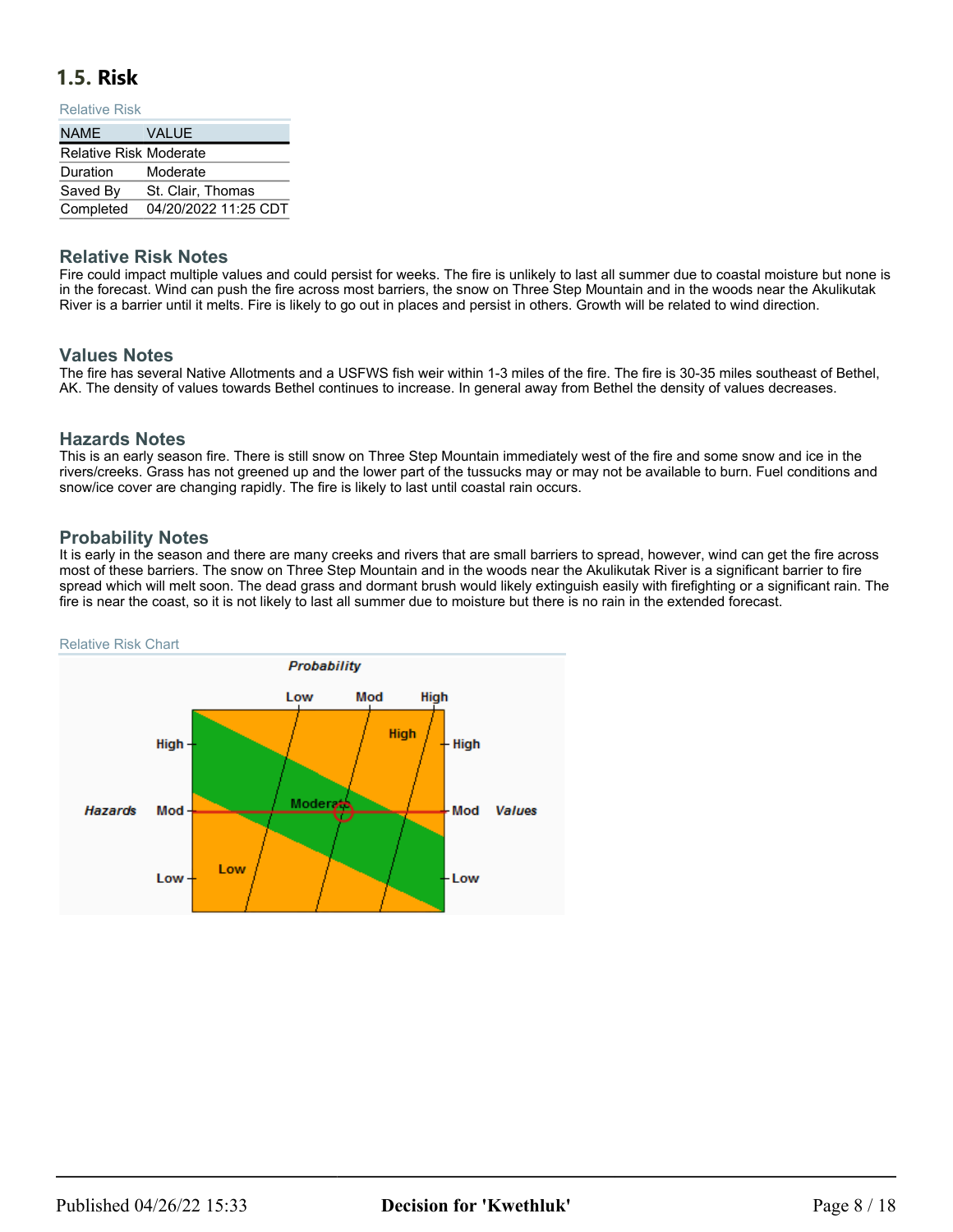## 1.5. Risk

Relative Risk

| NAME | VALUE |
|---|---|
| Relative Risk | Moderate |
| Duration | Moderate |
| Saved By | St. Clair, Thomas |
| Completed | 04/20/2022 11:25 CDT |

### Relative Risk Notes

Fire could impact multiple values and could persist for weeks. The fire is unlikely to last all summer due to coastal moisture but none is in the forecast. Wind can push the fire across most barriers, the snow on Three Step Mountain and in the woods near the Akulikutak River is a barrier until it melts. Fire is likely to go out in places and persist in others. Growth will be related to wind direction.

### Values Notes

The fire has several Native Allotments and a USFWS fish weir within 1-3 miles of the fire. The fire is 30-35 miles southeast of Bethel, AK. The density of values towards Bethel continues to increase. In general away from Bethel the density of values decreases.

### Hazards Notes

This is an early season fire. There is still snow on Three Step Mountain immediately west of the fire and some snow and ice in the rivers/creeks. Grass has not greened up and the lower part of the tussucks may or may not be available to burn. Fuel conditions and snow/ice cover are changing rapidly. The fire is likely to last until coastal rain occurs.

### Probability Notes

It is early in the season and there are many creeks and rivers that are small barriers to spread, however, wind can get the fire across most of these barriers. The snow on Three Step Mountain and in the woods near the Akulikutak River is a significant barrier to fire spread which will melt soon. The dead grass and dormant brush would likely extinguish easily with firefighting or a significant rain. The fire is near the coast, so it is not likely to last all summer due to moisture but there is no rain in the extended forecast.

Relative Risk Chart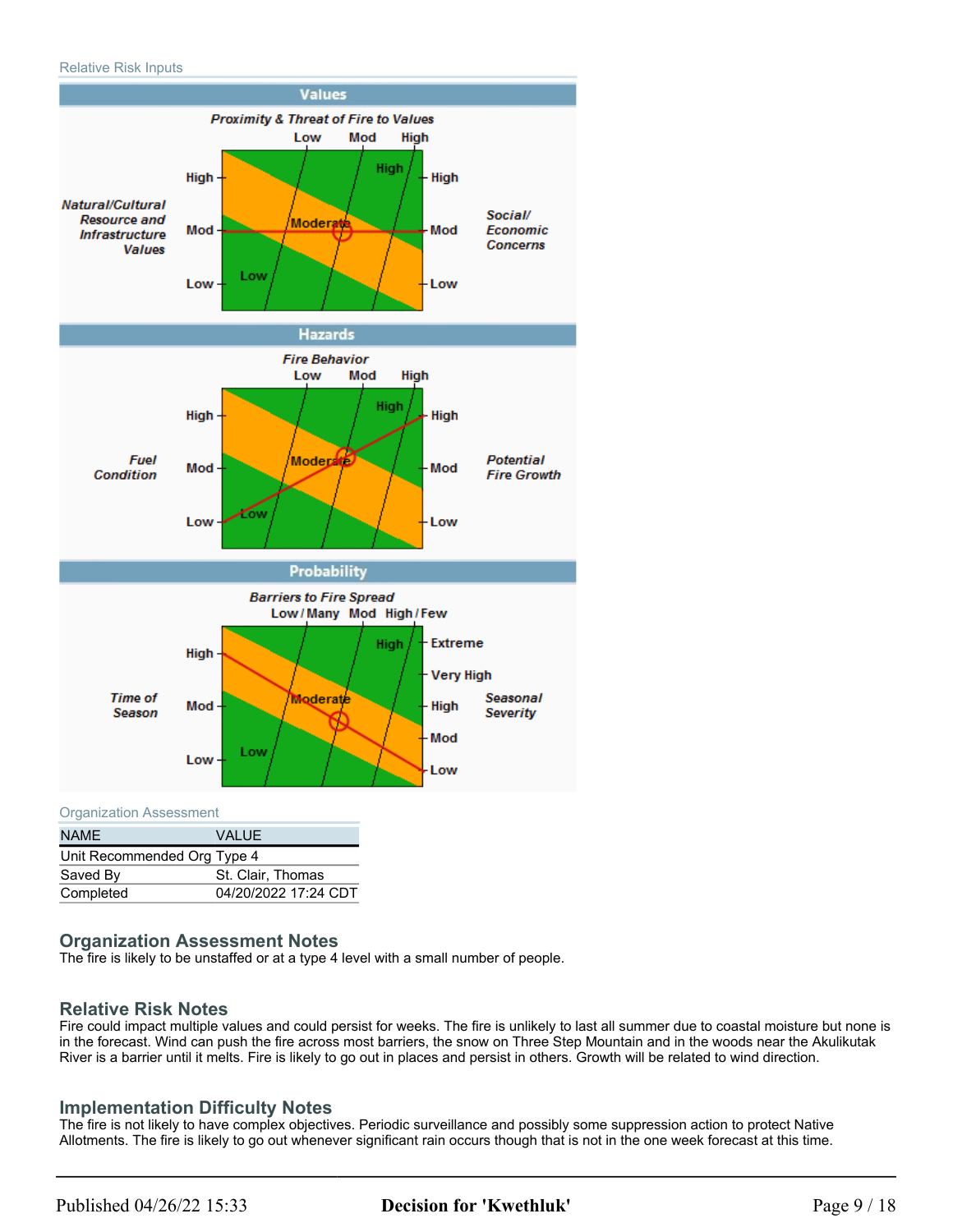Relative Risk Inputs

**Values**

*Proximity & Threat of Fire to Values*: Low, Mod, High

*Natural/Cultural Resource and Infrastructure Values*: High, Mod, Low

*Social/ Economic Concerns*: High, Mod, Low

Low, Moderate, High

**Hazards**

*Fire Behavior*: Low, Mod, High

*Fuel Condition*: High, Mod, Low

*Potential Fire Growth*: High, Mod, Low

Low, Moderate, High

**Probability**

*Barriers to Fire Spread*: Low / Many, Mod, High / Few

*Time of Season*: High, Mod, Low

*Seasonal Severity*: Extreme, Very High, High, Mod, Low

Low, Moderate, High

Organization Assessment

| NAME | VALUE |
|---|---|
| Unit Recommended Org Type | Type 4 |
| Saved By | St. Clair, Thomas |
| Completed | 04/20/2022 17:24 CDT |

## Organization Assessment Notes

The fire is likely to be unstaffed or at a type 4 level with a small number of people.

## Relative Risk Notes

Fire could impact multiple values and could persist for weeks. The fire is unlikely to last all summer due to coastal moisture but none is in the forecast. Wind can push the fire across most barriers, the snow on Three Step Mountain and in the woods near the Akulikutak River is a barrier until it melts. Fire is likely to go out in places and persist in others. Growth will be related to wind direction.

## Implementation Difficulty Notes

The fire is not likely to have complex objectives. Periodic surveillance and possibly some suppression action to protect Native Allotments. The fire is likely to go out whenever significant rain occurs though that is not in the one week forecast at this time.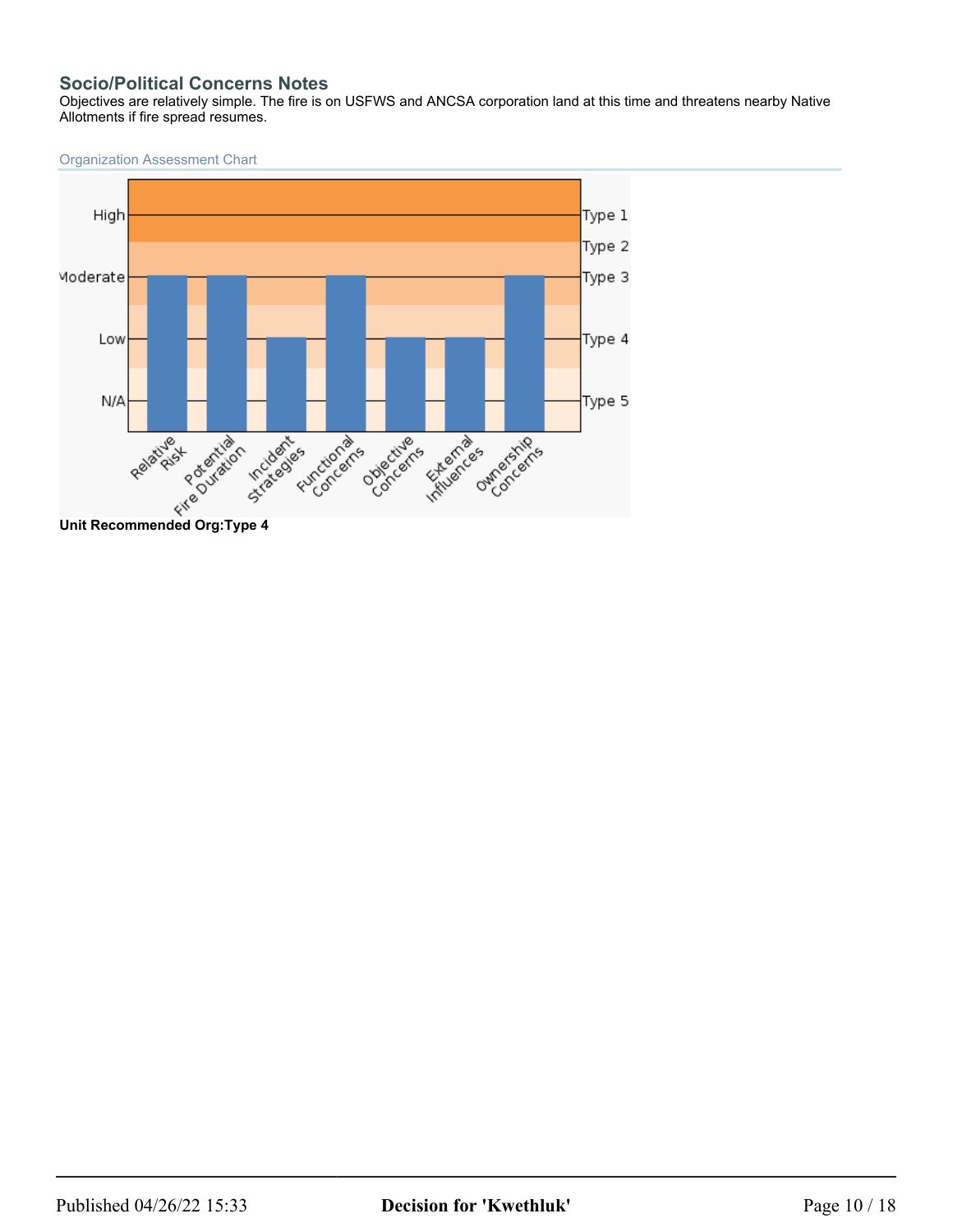## Socio/Political Concerns Notes

Objectives are relatively simple. The fire is on USFWS and ANCSA corporation land at this time and threatens nearby Native Allotments if fire spread resumes.

Organization Assessment Chart

**Unit Recommended Org:Type 4**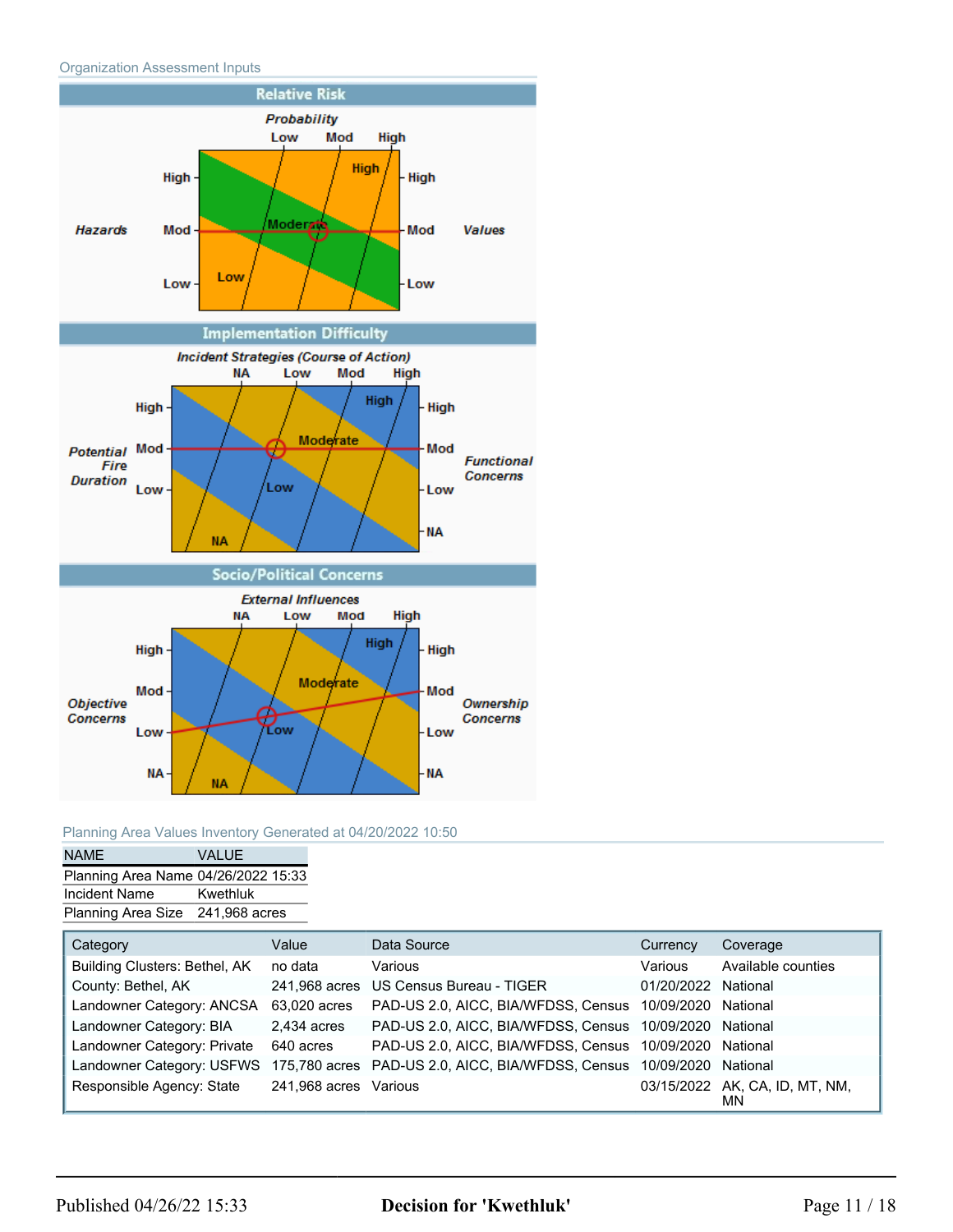Organization Assessment Inputs

## Relative Risk

*Probability*

Low Mod High

High High

*Hazards* Mod Moderate Mod *Values*

Low Low Low

## Implementation Difficulty

*Incident Strategies (Course of Action)*

NA Low Mod High

High High High

*Potential Fire Duration* Mod Moderate Mod *Functional Concerns*

Low Low Low

NA NA

## Socio/Political Concerns

*External Influences*

NA Low Mod High

High High High

*Objective Concerns* Mod Moderate Mod *Ownership Concerns*

Low Low Low

NA NA NA

Planning Area Values Inventory Generated at 04/20/2022 10:50

| NAME | VALUE |
|---|---|
| Planning Area Name | 04/26/2022 15:33 |
| Incident Name | Kwethluk |
| Planning Area Size | 241,968 acres |

| Category | Value | Data Source | Currency | Coverage |
|---|---|---|---|---|
| Building Clusters: Bethel, AK | no data | Various | Various | Available counties |
| County: Bethel, AK | 241,968 acres | US Census Bureau - TIGER | 01/20/2022 | National |
| Landowner Category: ANCSA | 63,020 acres | PAD-US 2.0, AICC, BIA/WFDSS, Census | 10/09/2020 | National |
| Landowner Category: BIA | 2,434 acres | PAD-US 2.0, AICC, BIA/WFDSS, Census | 10/09/2020 | National |
| Landowner Category: Private | 640 acres | PAD-US 2.0, AICC, BIA/WFDSS, Census | 10/09/2020 | National |
| Landowner Category: USFWS | 175,780 acres | PAD-US 2.0, AICC, BIA/WFDSS, Census | 10/09/2020 | National |
| Responsible Agency: State | 241,968 acres | Various | 03/15/2022 | AK, CA, ID, MT, NM, MN |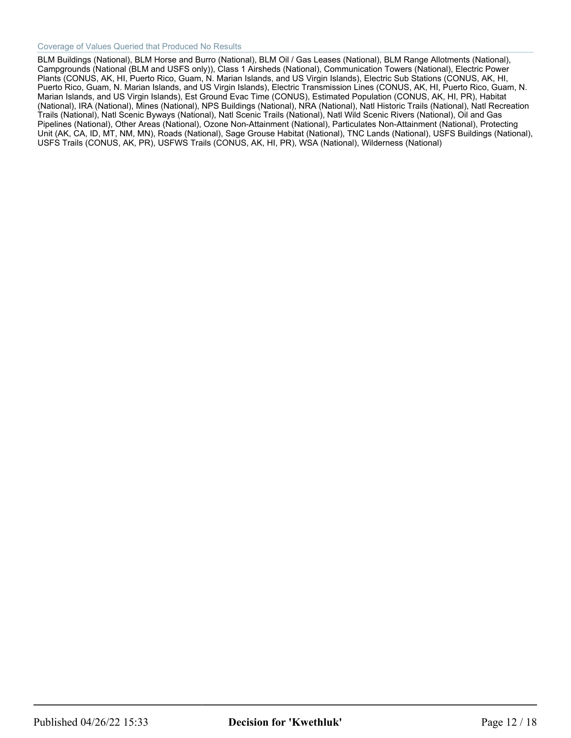### Coverage of Values Queried that Produced No Results

BLM Buildings (National), BLM Horse and Burro (National), BLM Oil / Gas Leases (National), BLM Range Allotments (National), Campgrounds (National (BLM and USFS only)), Class 1 Airsheds (National), Communication Towers (National), Electric Power Plants (CONUS, AK, HI, Puerto Rico, Guam, N. Marian Islands, and US Virgin Islands), Electric Sub Stations (CONUS, AK, HI, Puerto Rico, Guam, N. Marian Islands, and US Virgin Islands), Electric Transmission Lines (CONUS, AK, HI, Puerto Rico, Guam, N. Marian Islands, and US Virgin Islands), Est Ground Evac Time (CONUS), Estimated Population (CONUS, AK, HI, PR), Habitat (National), IRA (National), Mines (National), NPS Buildings (National), NRA (National), Natl Historic Trails (National), Natl Recreation Trails (National), Natl Scenic Byways (National), Natl Scenic Trails (National), Natl Wild Scenic Rivers (National), Oil and Gas Pipelines (National), Other Areas (National), Ozone Non-Attainment (National), Particulates Non-Attainment (National), Protecting Unit (AK, CA, ID, MT, NM, MN), Roads (National), Sage Grouse Habitat (National), TNC Lands (National), USFS Buildings (National), USFS Trails (CONUS, AK, PR), USFWS Trails (CONUS, AK, HI, PR), WSA (National), Wilderness (National)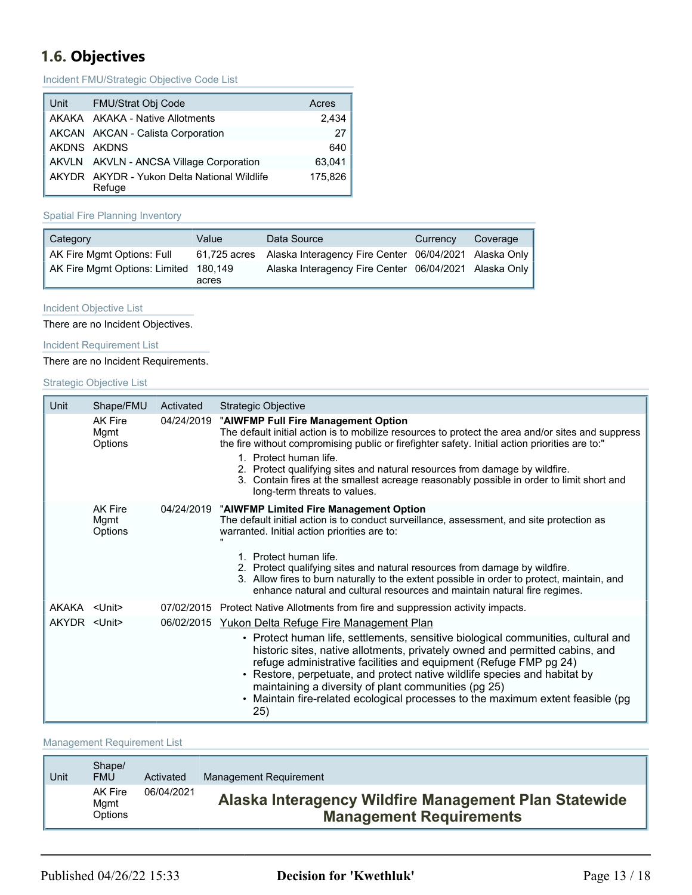## 1.6. Objectives

Incident FMU/Strategic Objective Code List

| Unit | FMU/Strat Obj Code | Acres |
|---|---|---|
| AKAKA | AKAKA - Native Allotments | 2,434 |
| AKCAN | AKCAN - Calista Corporation | 27 |
| AKDNS | AKDNS | 640 |
| AKVLN | AKVLN - ANCSA Village Corporation | 63,041 |
| AKYDR | AKYDR - Yukon Delta National Wildlife Refuge | 175,826 |

Spatial Fire Planning Inventory

| Category | Value | Data Source | Currency | Coverage |
|---|---|---|---|---|
| AK Fire Mgmt Options: Full | 61,725 acres | Alaska Interagency Fire Center | 06/04/2021 | Alaska Only |
| AK Fire Mgmt Options: Limited | 180,149 acres | Alaska Interagency Fire Center | 06/04/2021 | Alaska Only |

Incident Objective List

There are no Incident Objectives.

Incident Requirement List

There are no Incident Requirements.

Strategic Objective List

| Unit | Shape/FMU | Activated | Strategic Objective |
|---|---|---|---|
| | AK Fire Mgmt Options | 04/24/2019 | **"AIWFMP Full Fire Management Option** The default initial action is to mobilize resources to protect the area and/or sites and suppress the fire without compromising public or firefighter safety. Initial action priorities are to:" 1. Protect human life. 2. Protect qualifying sites and natural resources from damage by wildfire. 3. Contain fires at the smallest acreage reasonably possible in order to limit short and long-term threats to values. |
| | AK Fire Mgmt Options | 04/24/2019 | **"AIWFMP Limited Fire Management Option** The default initial action is to conduct surveillance, assessment, and site protection as warranted. Initial action priorities are to: " 1. Protect human life. 2. Protect qualifying sites and natural resources from damage by wildfire. 3. Allow fires to burn naturally to the extent possible in order to protect, maintain, and enhance natural and cultural resources and maintain natural fire regimes. |
| AKAKA | <Unit> | 07/02/2015 | Protect Native Allotments from fire and suppression activity impacts. |
| AKYDR | <Unit> | 06/02/2015 | Yukon Delta Refuge Fire Management Plan • Protect human life, settlements, sensitive biological communities, cultural and historic sites, native allotments, privately owned and permitted cabins, and refuge administrative facilities and equipment (Refuge FMP pg 24) • Restore, perpetuate, and protect native wildlife species and habitat by maintaining a diversity of plant communities (pg 25) • Maintain fire-related ecological processes to the maximum extent feasible (pg 25) |

Management Requirement List

| Unit | Shape/FMU | Activated | Management Requirement |
|---|---|---|---|
| | AK Fire Mgmt Options | 06/04/2021 | **Alaska Interagency Wildfire Management Plan Statewide Management Requirements** |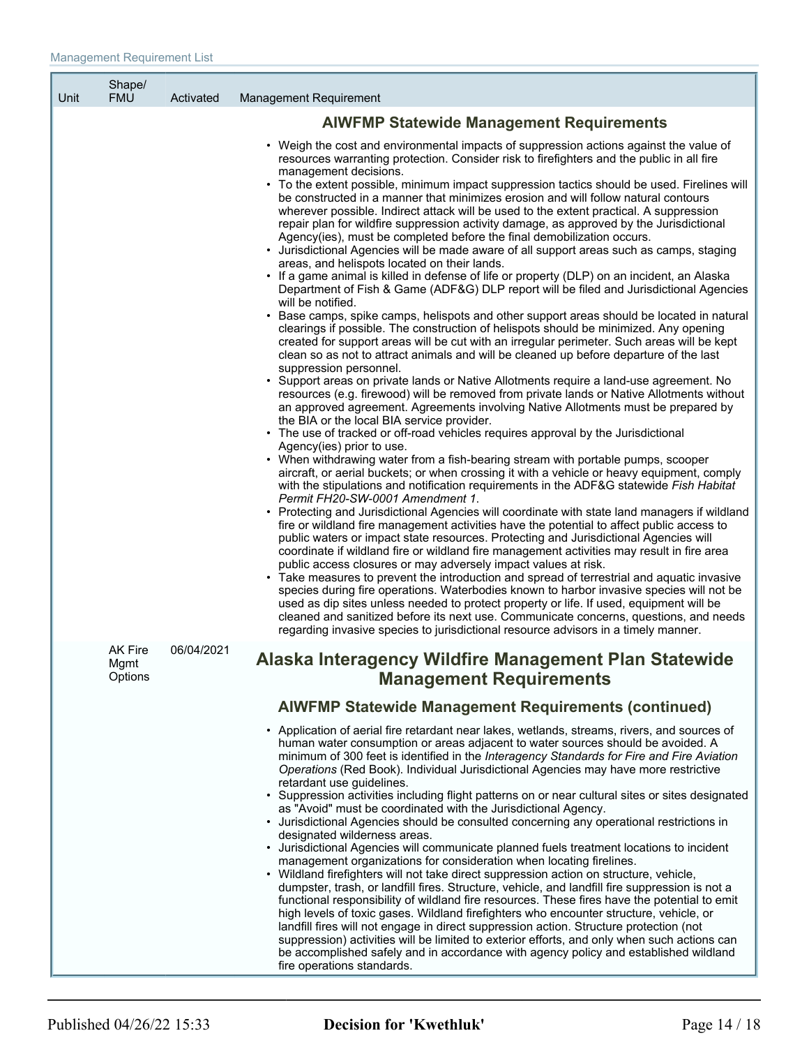Management Requirement List

| Unit | Shape/ FMU | Activated | Management Requirement |
|---|---|---|---|
| | | | **AIWFMP Statewide Management Requirements**<br><br>• Weigh the cost and environmental impacts of suppression actions against the value of resources warranting protection. Consider risk to firefighters and the public in all fire management decisions.<br>• To the extent possible, minimum impact suppression tactics should be used. Firelines will be constructed in a manner that minimizes erosion and will follow natural contours wherever possible. Indirect attack will be used to the extent practical. A suppression repair plan for wildfire suppression activity damage, as approved by the Jurisdictional Agency(ies), must be completed before the final demobilization occurs.<br>• Jurisdictional Agencies will be made aware of all support areas such as camps, staging areas, and helispots located on their lands.<br>• If a game animal is killed in defense of life or property (DLP) on an incident, an Alaska Department of Fish & Game (ADF&G) DLP report will be filed and Jurisdictional Agencies will be notified.<br>• Base camps, spike camps, helispots and other support areas should be located in natural clearings if possible. The construction of helispots should be minimized. Any opening created for support areas will be cut with an irregular perimeter. Such areas will be kept clean so as not to attract animals and will be cleaned up before departure of the last suppression personnel.<br>• Support areas on private lands or Native Allotments require a land-use agreement. No resources (e.g. firewood) will be removed from private lands or Native Allotments without an approved agreement. Agreements involving Native Allotments must be prepared by the BIA or the local BIA service provider.<br>• The use of tracked or off-road vehicles requires approval by the Jurisdictional Agency(ies) prior to use.<br>• When withdrawing water from a fish-bearing stream with portable pumps, scooper aircraft, or aerial buckets; or when crossing it with a vehicle or heavy equipment, comply with the stipulations and notification requirements in the ADF&G statewide *Fish Habitat Permit FH20-SW-0001 Amendment 1*.<br>• Protecting and Jurisdictional Agencies will coordinate with state land managers if wildland fire or wildland fire management activities have the potential to affect public access to public waters or impact state resources. Protecting and Jurisdictional Agencies will coordinate if wildland fire or wildland fire management activities may result in fire area public access closures or may adversely impact values at risk.<br>• Take measures to prevent the introduction and spread of terrestrial and aquatic invasive species during fire operations. Waterbodies known to harbor invasive species will not be used as dip sites unless needed to protect property or life. If used, equipment will be cleaned and sanitized before its next use. Communicate concerns, questions, and needs regarding invasive species to jurisdictional resource advisors in a timely manner. |
| | AK Fire Mgmt Options | 06/04/2021 | **Alaska Interagency Wildfire Management Plan Statewide Management Requirements**<br><br>**AIWFMP Statewide Management Requirements (continued)**<br><br>• Application of aerial fire retardant near lakes, wetlands, streams, rivers, and sources of human water consumption or areas adjacent to water sources should be avoided. A minimum of 300 feet is identified in the *Interagency Standards for Fire and Fire Aviation Operations* (Red Book). Individual Jurisdictional Agencies may have more restrictive retardant use guidelines.<br>• Suppression activities including flight patterns on or near cultural sites or sites designated as "Avoid" must be coordinated with the Jurisdictional Agency.<br>• Jurisdictional Agencies should be consulted concerning any operational restrictions in designated wilderness areas.<br>• Jurisdictional Agencies will communicate planned fuels treatment locations to incident management organizations for consideration when locating firelines.<br>• Wildland firefighters will not take direct suppression action on structure, vehicle, dumpster, trash, or landfill fires. Structure, vehicle, and landfill fire suppression is not a functional responsibility of wildland fire resources. These fires have the potential to emit high levels of toxic gases. Wildland firefighters who encounter structure, vehicle, or landfill fires will not engage in direct suppression action. Structure protection (not suppression) activities will be limited to exterior efforts, and only when such actions can be accomplished safely and in accordance with agency policy and established wildland fire operations standards. |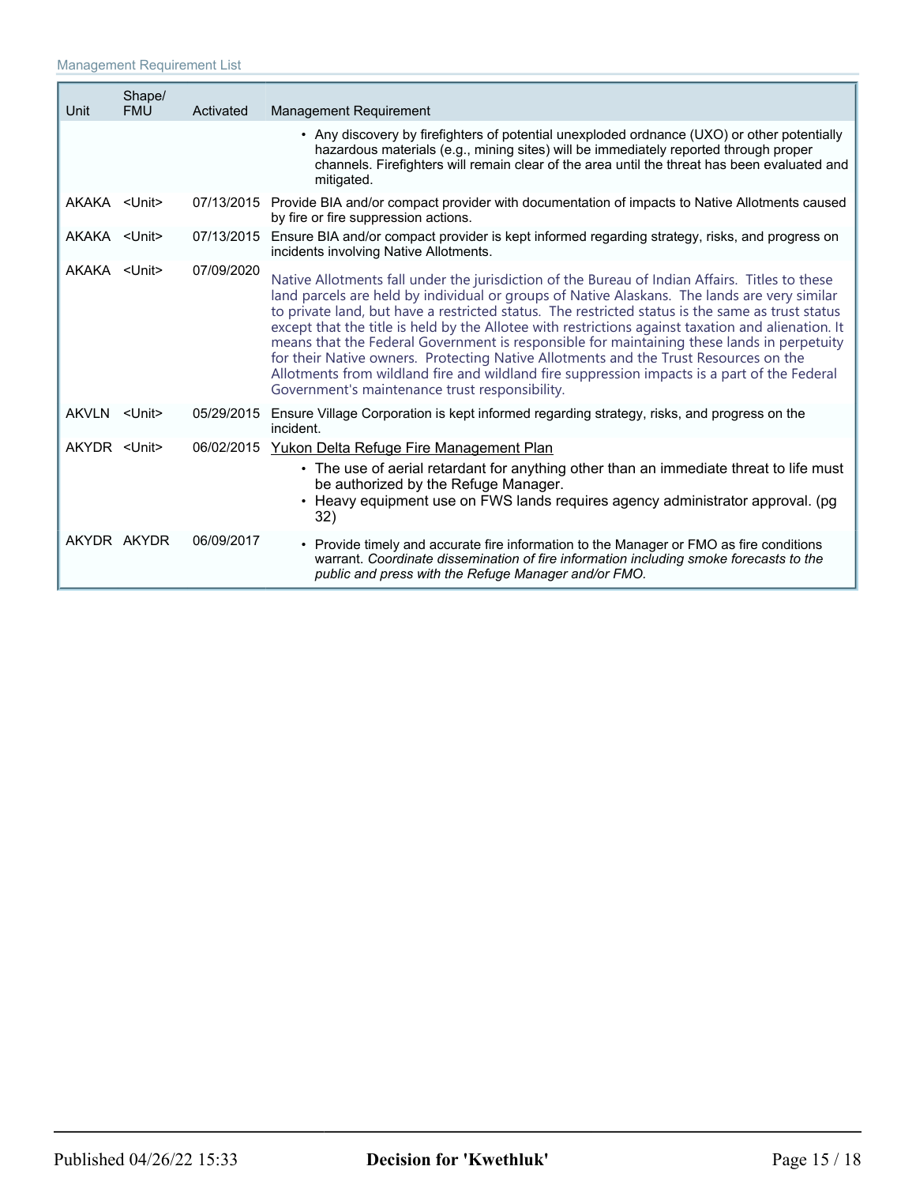Management Requirement List

| Unit | Shape/ FMU | Activated | Management Requirement |
|---|---|---|---|
| | | | • Any discovery by firefighters of potential unexploded ordnance (UXO) or other potentially hazardous materials (e.g., mining sites) will be immediately reported through proper channels. Firefighters will remain clear of the area until the threat has been evaluated and mitigated. |
| AKAKA | <Unit> | 07/13/2015 | Provide BIA and/or compact provider with documentation of impacts to Native Allotments caused by fire or fire suppression actions. |
| AKAKA | <Unit> | 07/13/2015 | Ensure BIA and/or compact provider is kept informed regarding strategy, risks, and progress on incidents involving Native Allotments. |
| AKAKA | <Unit> | 07/09/2020 | Native Allotments fall under the jurisdiction of the Bureau of Indian Affairs. Titles to these land parcels are held by individual or groups of Native Alaskans. The lands are very similar to private land, but have a restricted status. The restricted status is the same as trust status except that the title is held by the Allotee with restrictions against taxation and alienation. It means that the Federal Government is responsible for maintaining these lands in perpetuity for their Native owners. Protecting Native Allotments and the Trust Resources on the Allotments from wildland fire and wildland fire suppression impacts is a part of the Federal Government's maintenance trust responsibility. |
| AKVLN | <Unit> | 05/29/2015 | Ensure Village Corporation is kept informed regarding strategy, risks, and progress on the incident. |
| AKYDR | <Unit> | 06/02/2015 | Yukon Delta Refuge Fire Management Plan<br>• The use of aerial retardant for anything other than an immediate threat to life must be authorized by the Refuge Manager.<br>• Heavy equipment use on FWS lands requires agency administrator approval. (pg 32) |
| AKYDR | AKYDR | 06/09/2017 | • Provide timely and accurate fire information to the Manager or FMO as fire conditions warrant. *Coordinate dissemination of fire information including smoke forecasts to the public and press with the Refuge Manager and/or FMO.* |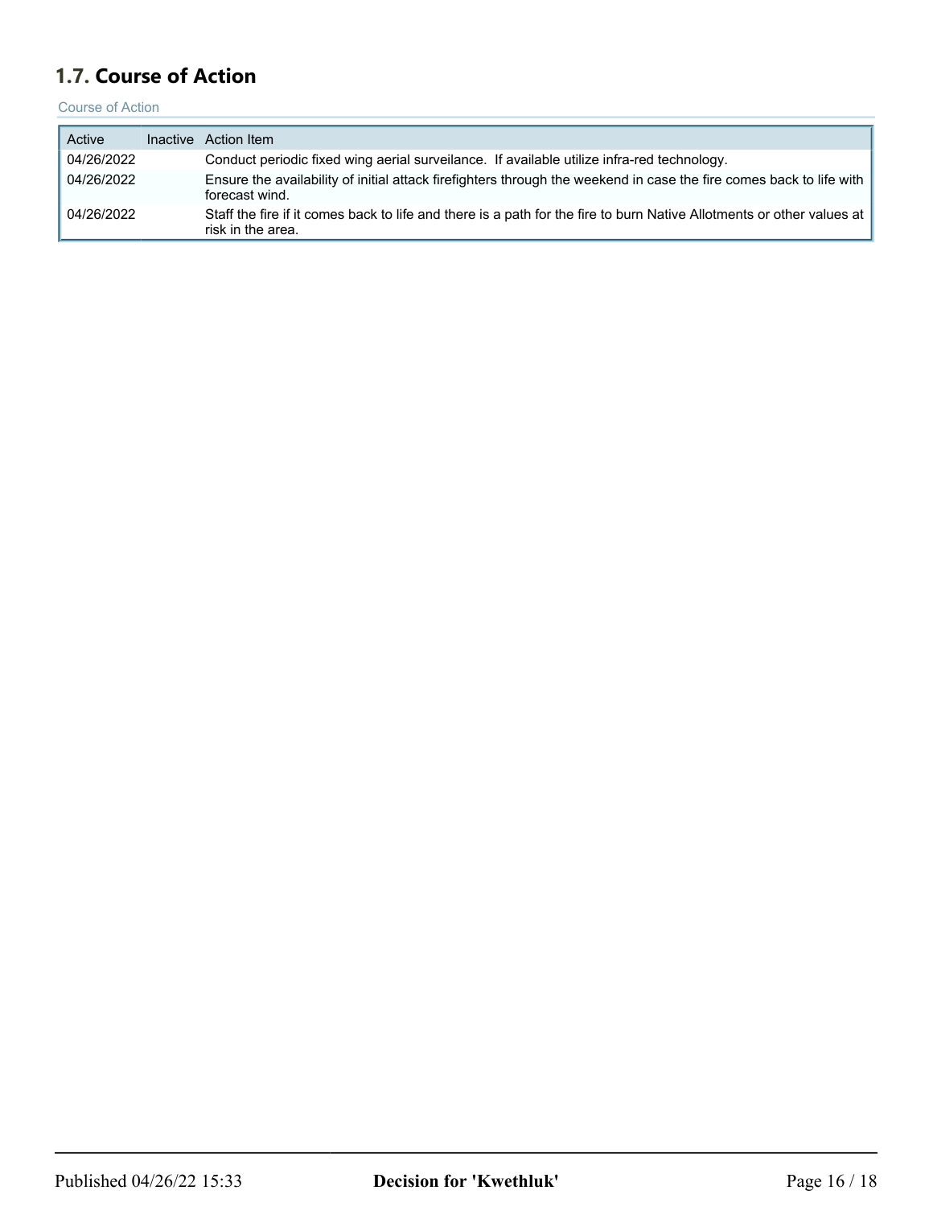## 1.7. Course of Action

Course of Action

| Active | Inactive | Action Item |
| --- | --- | --- |
| 04/26/2022 | | Conduct periodic fixed wing aerial surveilance. If available utilize infra-red technology. |
| 04/26/2022 | | Ensure the availability of initial attack firefighters through the weekend in case the fire comes back to life with forecast wind. |
| 04/26/2022 | | Staff the fire if it comes back to life and there is a path for the fire to burn Native Allotments or other values at risk in the area. |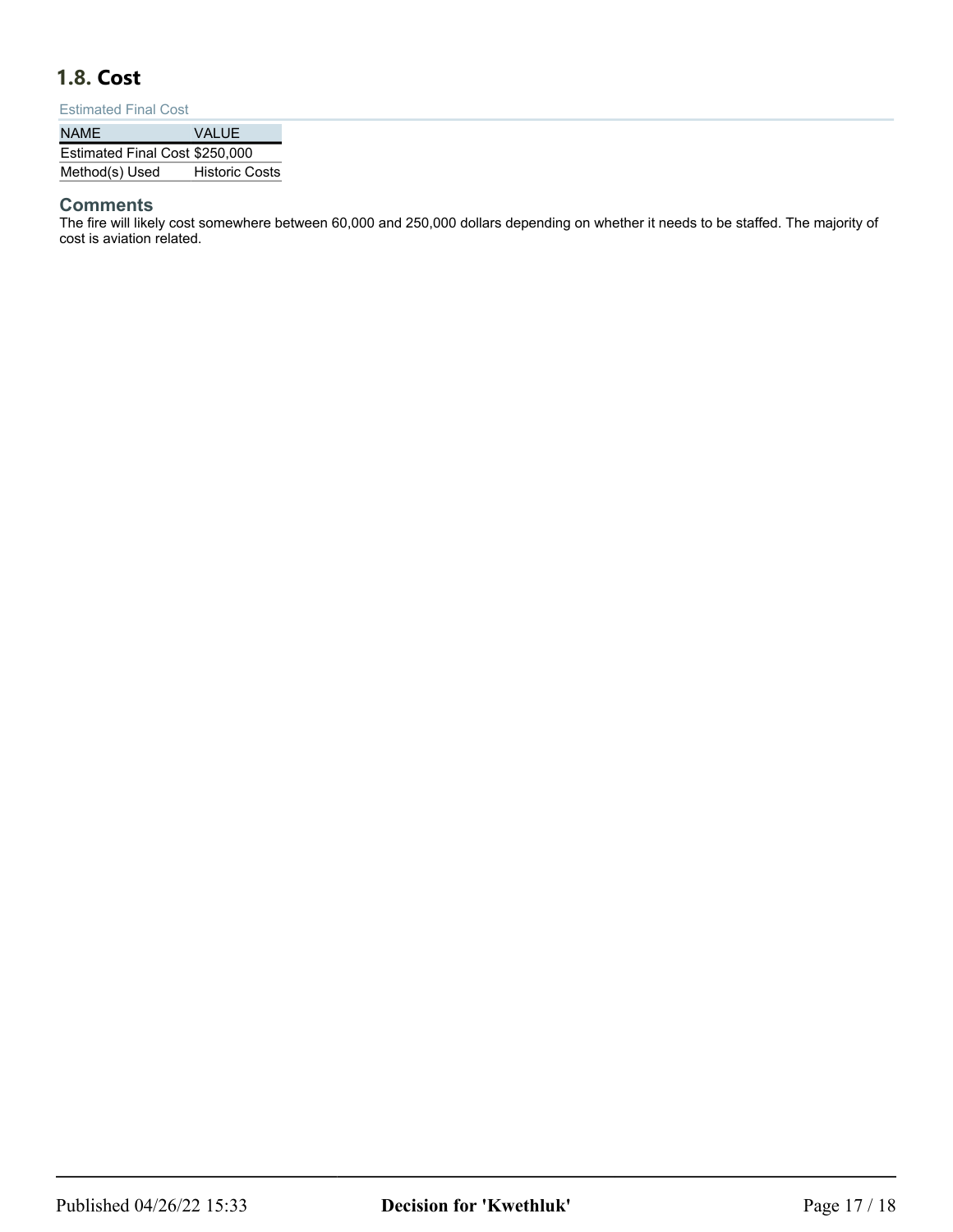## 1.8. Cost

Estimated Final Cost

| NAME | VALUE |
| --- | --- |
| Estimated Final Cost | $250,000 |
| Method(s) Used | Historic Costs |

### Comments

The fire will likely cost somewhere between 60,000 and 250,000 dollars depending on whether it needs to be staffed. The majority of cost is aviation related.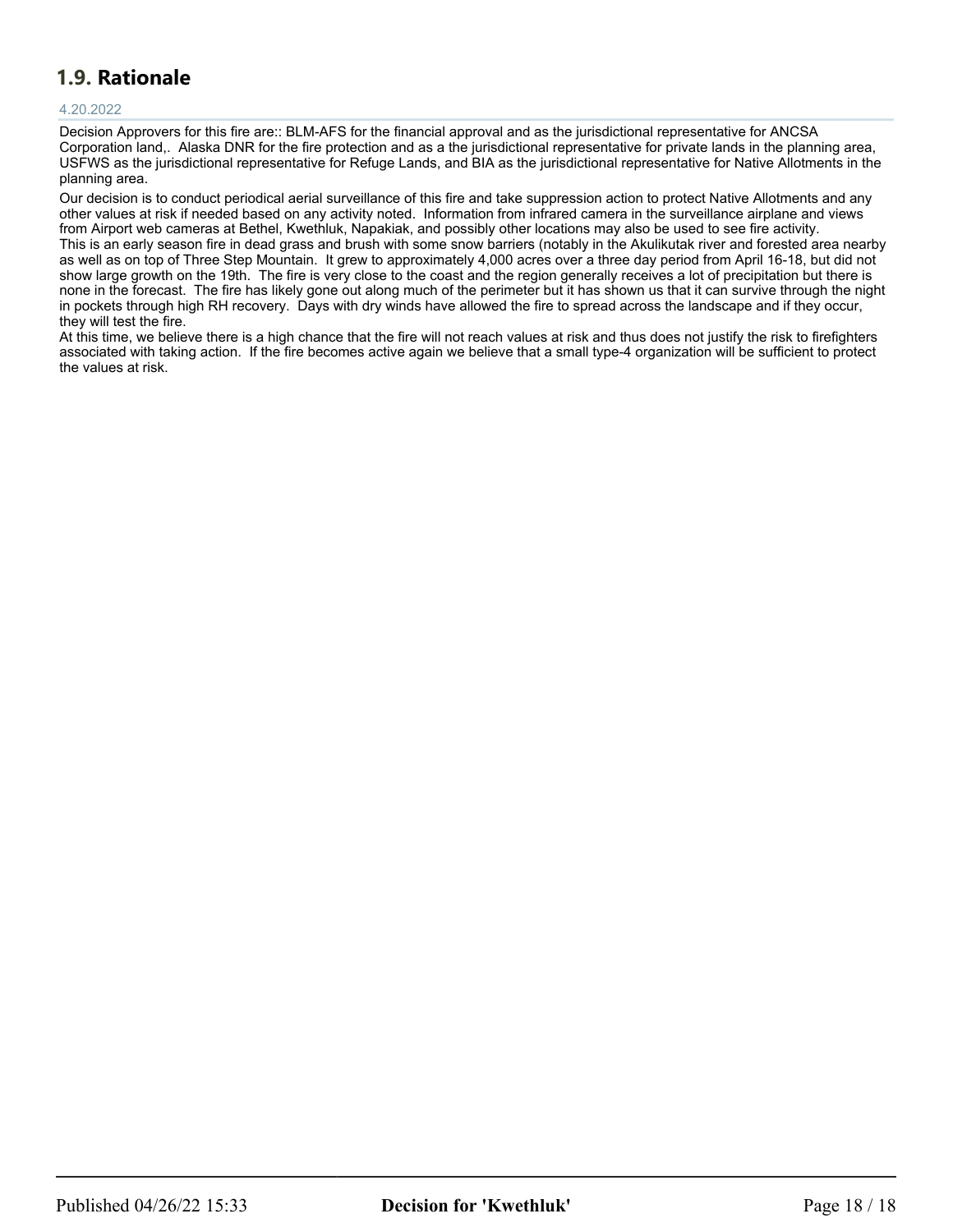## 1.9. Rationale

4.20.2022

Decision Approvers for this fire are:: BLM-AFS for the financial approval and as the jurisdictional representative for ANCSA Corporation land,. Alaska DNR for the fire protection and as a the jurisdictional representative for private lands in the planning area, USFWS as the jurisdictional representative for Refuge Lands, and BIA as the jurisdictional representative for Native Allotments in the planning area.

Our decision is to conduct periodical aerial surveillance of this fire and take suppression action to protect Native Allotments and any other values at risk if needed based on any activity noted. Information from infrared camera in the surveillance airplane and views from Airport web cameras at Bethel, Kwethluk, Napakiak, and possibly other locations may also be used to see fire activity.
This is an early season fire in dead grass and brush with some snow barriers (notably in the Akulikutak river and forested area nearby as well as on top of Three Step Mountain. It grew to approximately 4,000 acres over a three day period from April 16-18, but did not show large growth on the 19th. The fire is very close to the coast and the region generally receives a lot of precipitation but there is none in the forecast. The fire has likely gone out along much of the perimeter but it has shown us that it can survive through the night in pockets through high RH recovery. Days with dry winds have allowed the fire to spread across the landscape and if they occur, they will test the fire.
At this time, we believe there is a high chance that the fire will not reach values at risk and thus does not justify the risk to firefighters associated with taking action. If the fire becomes active again we believe that a small type-4 organization will be sufficient to protect the values at risk.